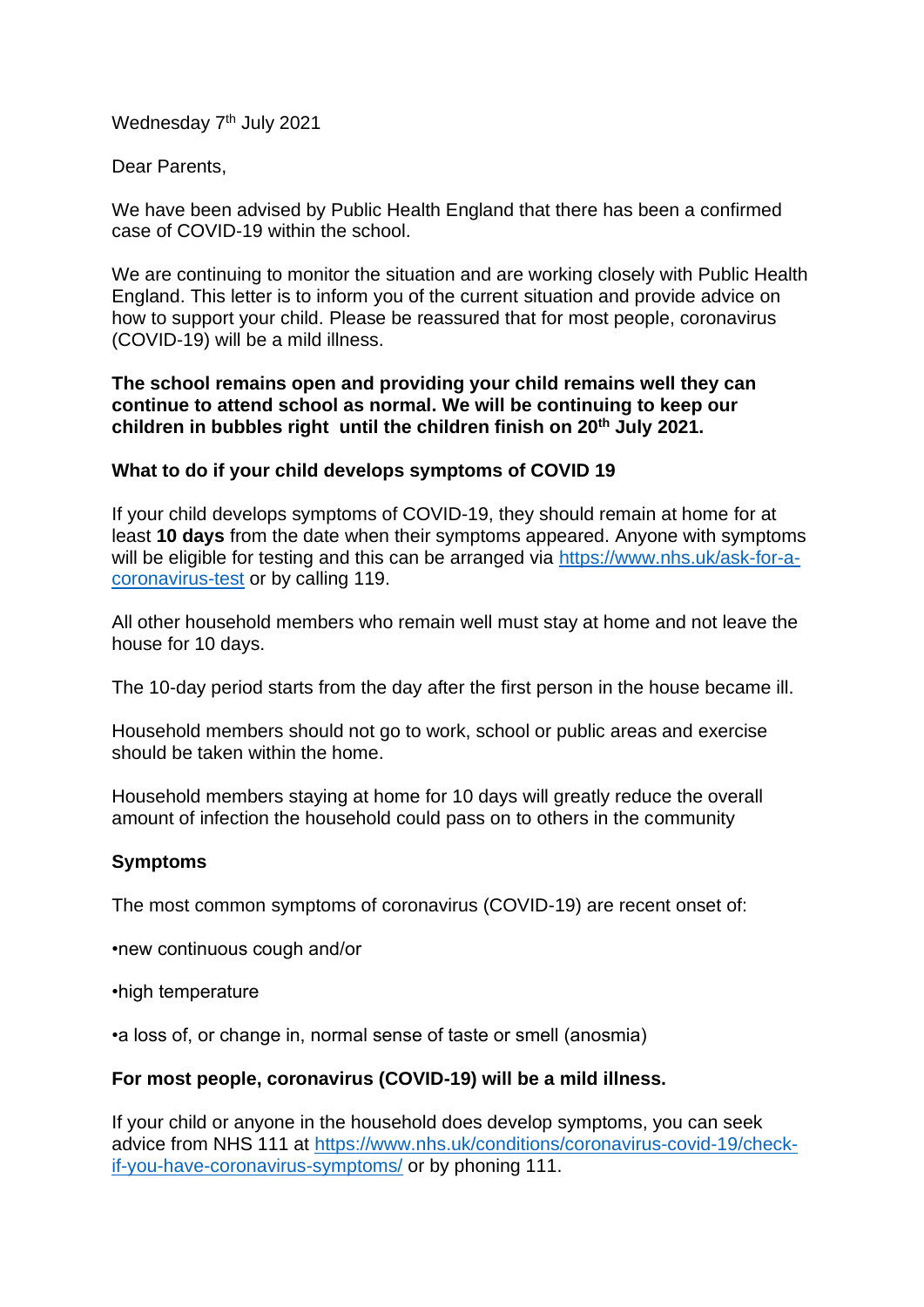Wednesday 7th July 2021

Dear Parents,

We have been advised by Public Health England that there has been a confirmed case of COVID-19 within the school.

We are continuing to monitor the situation and are working closely with Public Health England. This letter is to inform you of the current situation and provide advice on how to support your child. Please be reassured that for most people, coronavirus (COVID-19) will be a mild illness.

**The school remains open and providing your child remains well they can continue to attend school as normal. We will be continuing to keep our children in bubbles right until the children finish on 20th July 2021.**

**What to do if your child develops symptoms of COVID 19**

If your child develops symptoms of COVID-19, they should remain at home for at least **10 days** from the date when their symptoms appeared. Anyone with symptoms will be eligible for testing and this can be arranged via [https://www.nhs.uk/ask-for-a-coronavirus-test](https://www.nhs.uk/ask-for-a-coronavirus-test) or by calling 119.

All other household members who remain well must stay at home and not leave the house for 10 days.

The 10-day period starts from the day after the first person in the house became ill.

Household members should not go to work, school or public areas and exercise should be taken within the home.

Household members staying at home for 10 days will greatly reduce the overall amount of infection the household could pass on to others in the community

**Symptoms**

The most common symptoms of coronavirus (COVID-19) are recent onset of:

- new continuous cough and/or
- high temperature
- a loss of, or change in, normal sense of taste or smell (anosmia)

**For most people, coronavirus (COVID-19) will be a mild illness.**

If your child or anyone in the household does develop symptoms, you can seek advice from NHS 111 at [https://www.nhs.uk/conditions/coronavirus-covid-19/check-if-you-have-coronavirus-symptoms/](https://www.nhs.uk/conditions/coronavirus-covid-19/check-if-you-have-coronavirus-symptoms/) or by phoning 111.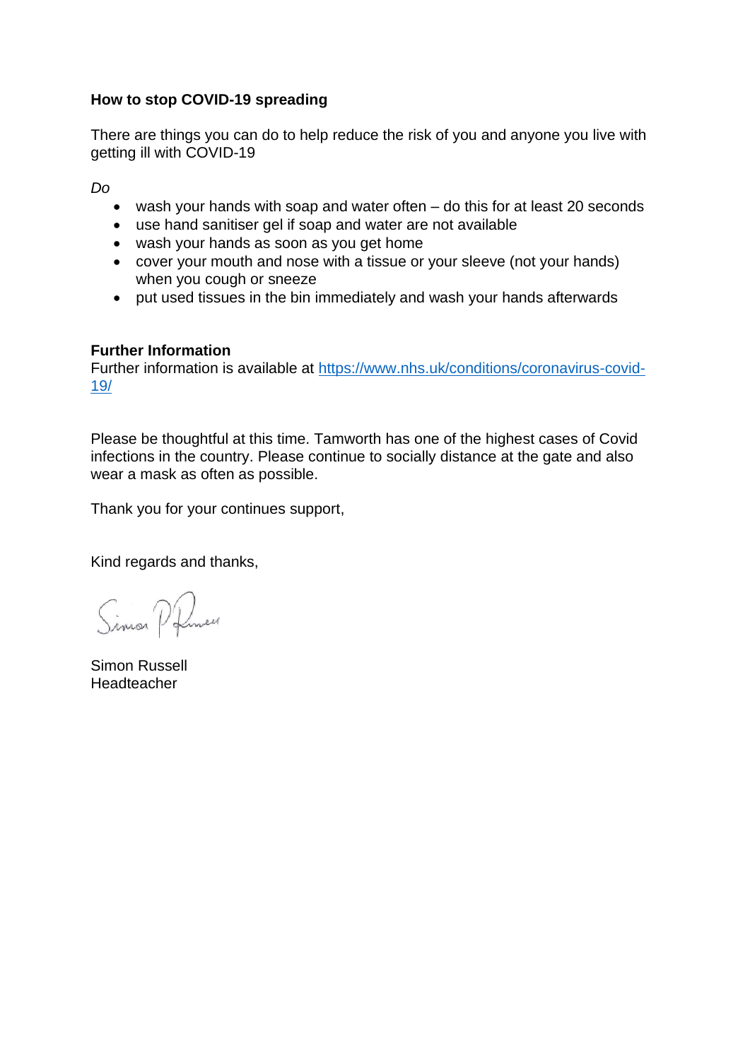**How to stop COVID-19 spreading**

There are things you can do to help reduce the risk of you and anyone you live with getting ill with COVID-19

*Do*

- wash your hands with soap and water often – do this for at least 20 seconds
- use hand sanitiser gel if soap and water are not available
- wash your hands as soon as you get home
- cover your mouth and nose with a tissue or your sleeve (not your hands) when you cough or sneeze
- put used tissues in the bin immediately and wash your hands afterwards

**Further Information**

Further information is available at [https://www.nhs.uk/conditions/coronavirus-covid-19/](https://www.nhs.uk/conditions/coronavirus-covid-19/)

Please be thoughtful at this time. Tamworth has one of the highest cases of Covid infections in the country. Please continue to socially distance at the gate and also wear a mask as often as possible.

Thank you for your continues support,

Kind regards and thanks,

Simon Russell
Headteacher